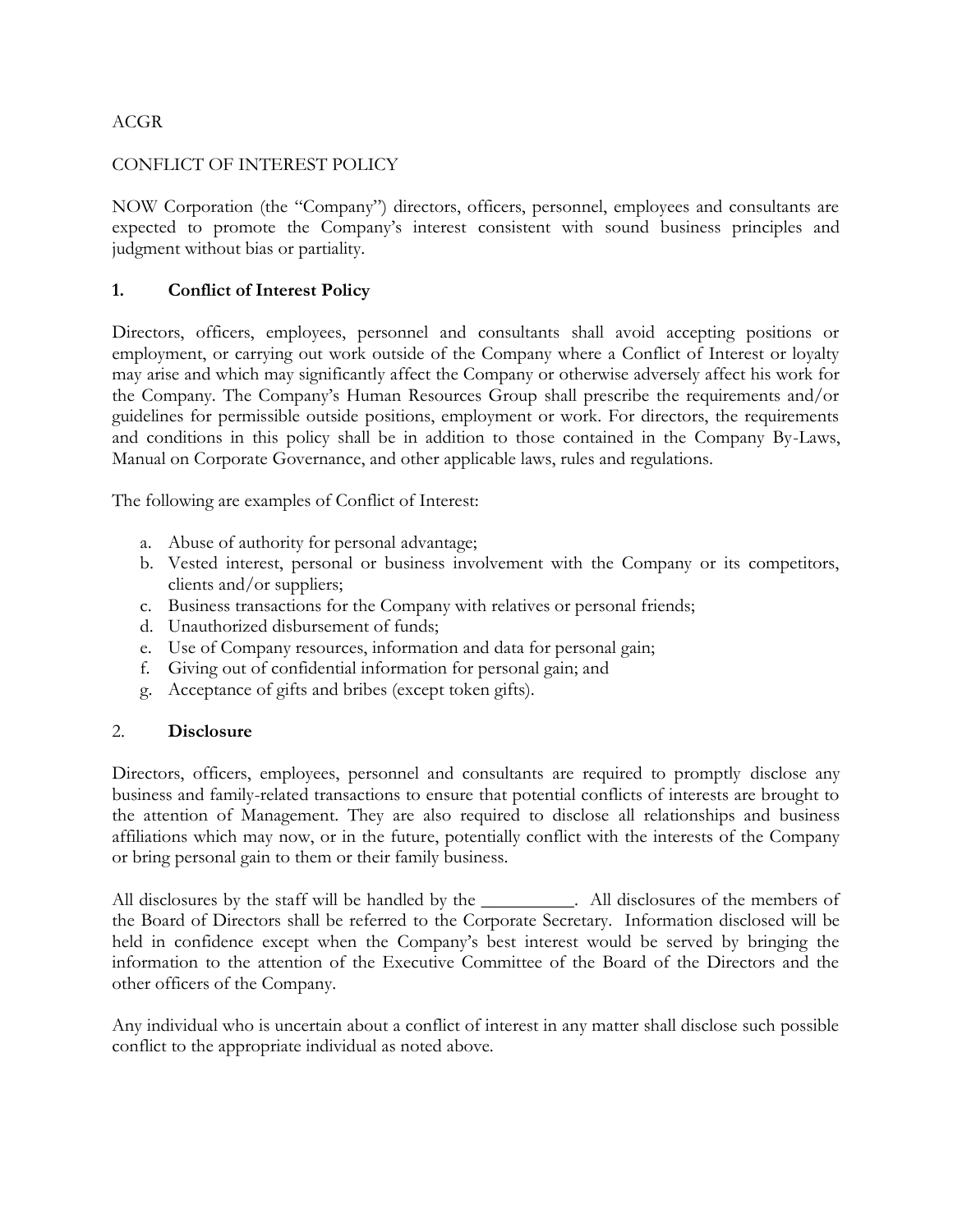ACGR

CONFLICT OF INTEREST POLICY

NOW Corporation (the "Company") directors, officers, personnel, employees and consultants are expected to promote the Company's interest consistent with sound business principles and judgment without bias or partiality.

## 1. Conflict of Interest Policy

Directors, officers, employees, personnel and consultants shall avoid accepting positions or employment, or carrying out work outside of the Company where a Conflict of Interest or loyalty may arise and which may significantly affect the Company or otherwise adversely affect his work for the Company. The Company's Human Resources Group shall prescribe the requirements and/or guidelines for permissible outside positions, employment or work. For directors, the requirements and conditions in this policy shall be in addition to those contained in the Company By-Laws, Manual on Corporate Governance, and other applicable laws, rules and regulations.

The following are examples of Conflict of Interest:

a. Abuse of authority for personal advantage;
b. Vested interest, personal or business involvement with the Company or its competitors, clients and/or suppliers;
c. Business transactions for the Company with relatives or personal friends;
d. Unauthorized disbursement of funds;
e. Use of Company resources, information and data for personal gain;
f. Giving out of confidential information for personal gain; and
g. Acceptance of gifts and bribes (except token gifts).

## 2. Disclosure

Directors, officers, employees, personnel and consultants are required to promptly disclose any business and family-related transactions to ensure that potential conflicts of interests are brought to the attention of Management. They are also required to disclose all relationships and business affiliations which may now, or in the future, potentially conflict with the interests of the Company or bring personal gain to them or their family business.

All disclosures by the staff will be handled by the __________. All disclosures of the members of the Board of Directors shall be referred to the Corporate Secretary. Information disclosed will be held in confidence except when the Company's best interest would be served by bringing the information to the attention of the Executive Committee of the Board of the Directors and the other officers of the Company.

Any individual who is uncertain about a conflict of interest in any matter shall disclose such possible conflict to the appropriate individual as noted above.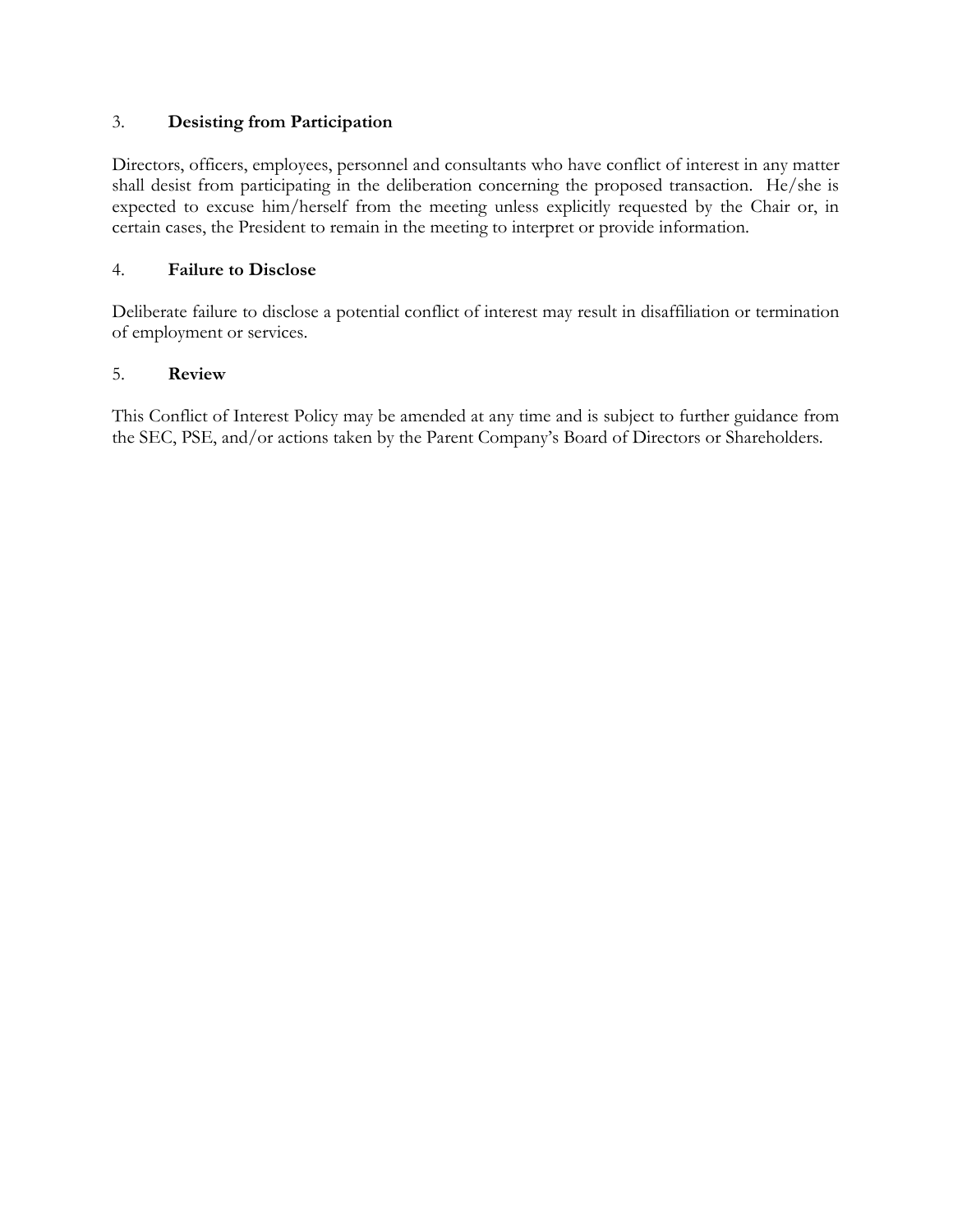### 3. **Desisting from Participation**

Directors, officers, employees, personnel and consultants who have conflict of interest in any matter shall desist from participating in the deliberation concerning the proposed transaction. He/she is expected to excuse him/herself from the meeting unless explicitly requested by the Chair or, in certain cases, the President to remain in the meeting to interpret or provide information.

### 4. **Failure to Disclose**

Deliberate failure to disclose a potential conflict of interest may result in disaffiliation or termination of employment or services.

### 5. **Review**

This Conflict of Interest Policy may be amended at any time and is subject to further guidance from the SEC, PSE, and/or actions taken by the Parent Company's Board of Directors or Shareholders.